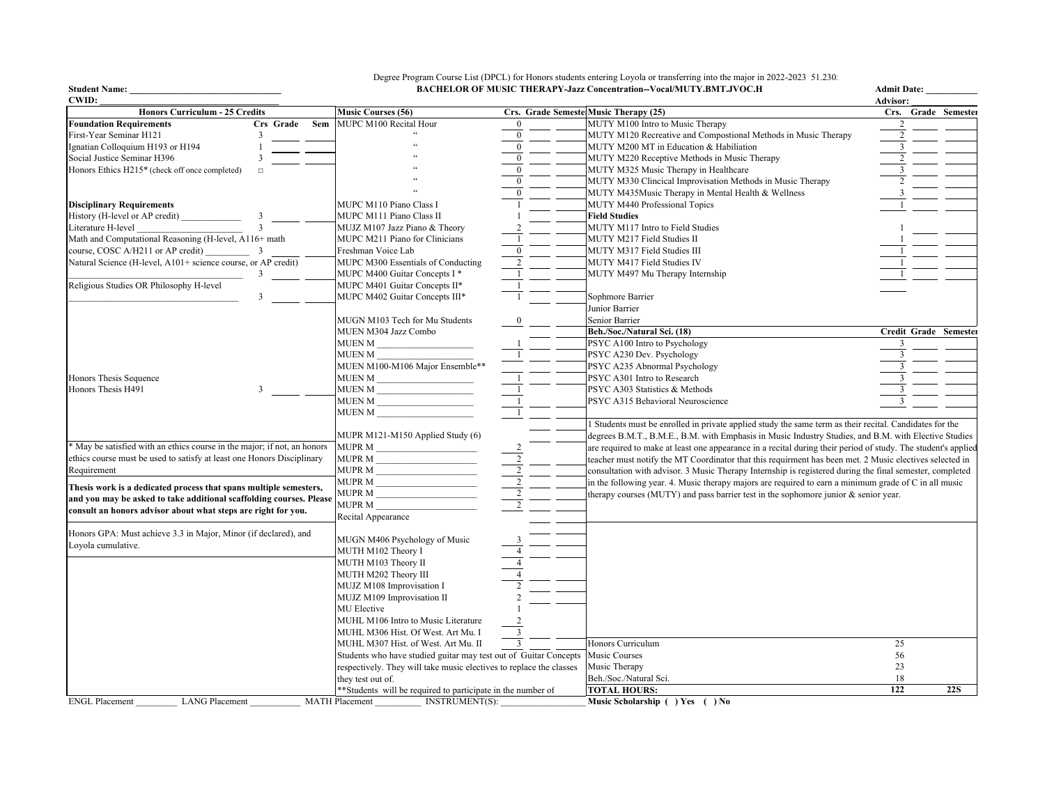Degree Program Course List (DPCL) for Honors students entering Loyola or transferring into the major in 2022-2023 51.230:

**BACHELOR OF MUSIC THERAPY-Jazz Concentration--Vocal/MUTY.BMT.JVOC.H**

**Student Name:** ________________________________ **Admit Date:** ___________

**CWID:** ________________________________ **Advisor:** ___________

| Honors Curriculum - 25 Credits | Crs | Grade | Sem |
|---|---|---|---|
| **Foundation Requirements** | | | |
| First-Year Seminar H121 | 3 | | |
| Ignatian Colloquium H193 or H194 | 1 | | |
| Social Justice Seminar H396 | 3 | | |
| Honors Ethics H215* (check off once completed) | □ | | |
| **Disciplinary Requirements** | | | |
| History (H-level or AP credit) _____________ | 3 | | |
| Literature H-level _______________________ | 3 | | |
| Math and Computational Reasoning (H-level, A116+ math course, COSC A/H211 or AP credit) _________ | 3 | | |
| Natural Science (H-level, A101+ science course, or AP credit) ___________________________________ | 3 | | |
| Religious Studies OR Philosophy H-level ___________________________________ | 3 | | |
| Honors Thesis Sequence | | | |
| Honors Thesis H491 | 3 | | |

* May be satisfied with an ethics course in the major; if not, an honors ethics course must be used to satisfy at least one Honors Disciplinary Requirement

**Thesis work is a dedicated process that spans multiple semesters, and you may be asked to take additional scaffolding courses. Please consult an honors advisor about what steps are right for you.**

Honors GPA: Must achieve 3.3 in Major, Minor (if declared), and Loyola cumulative.

| Music Courses (56) | Crs. | Grade | Semester |
|---|---|---|---|
| MUPC M100 Recital Hour | 0 | | |
| " | 0 | | |
| " | 0 | | |
| " | 0 | | |
| " | 0 | | |
| " | 0 | | |
| " | 0 | | |
| MUPC M110 Piano Class I | 1 | | |
| MUPC M111 Piano Class II | 1 | | |
| MUJZ M107 Jazz Piano & Theory | 2 | | |
| MUPC M211 Piano for Clinicians | 1 | | |
| Freshman Voice Lab | 0 | | |
| MUPC M300 Essentials of Conducting | 2 | | |
| MUPC M400 Guitar Concepts I * | 1 | | |
| MUPC M401 Guitar Concepts II* | 1 | | |
| MUPC M402 Guitar Concepts III* | 1 | | |
| MUGN M103 Tech for Mu Students | 0 | | |
| MUEN M304 Jazz Combo | | | |
| MUEN M ____________________ | 1 | | |
| MUEN M ____________________ | 1 | | |
| MUEN M100-M106 Major Ensemble** | | | |
| MUEN M ____________________ | 1 | | |
| MUEN M ____________________ | 1 | | |
| MUEN M ____________________ | 1 | | |
| MUEN M ____________________ | 1 | | |
| MUPR M121-M150 Applied Study (6) | | | |
| MUPR M ____________________ | 2 | | |
| MUPR M ____________________ | 2 | | |
| MUPR M ____________________ | 2 | | |
| MUPR M ____________________ | 2 | | |
| MUPR M ____________________ | 2 | | |
| MUPR M ____________________ | 2 | | |
| Recital Appearance | | | |
| MUGN M406 Psychology of Music | 3 | | |
| MUTH M102 Theory I | 4 | | |
| MUTH M103 Theory II | 4 | | |
| MUTH M202 Theory III | 4 | | |
| MUJZ M108 Improvisation I | 2 | | |
| MUJZ M109 Improvisation II | 2 | | |
| MU Elective | 1 | | |
| MUHL M106 Intro to Music Literature | 2 | | |
| MUHL M306 Hist. Of West. Art Mu. I | 3 | | |
| MUHL M307 Hist. of West. Art Mu. II | 3 | | |

Students who have studied guitar may test out of Guitar Concepts respectively. They will take music electives to replace the classes they test out of.

**Students will be required to participate in the number of

| Music Therapy (25) | Crs. | Grade | Semester |
|---|---|---|---|
| MUTY M100 Intro to Music Therapy | 2 | | |
| MUTY M120 Recreative and Compostional Methods in Music Therapy | 2 | | |
| MUTY M200 MT in Education & Habiliation | 3 | | |
| MUTY M220 Receptive Methods in Music Therapy | 2 | | |
| MUTY M325 Music Therapy in Healthcare | 3 | | |
| MUTY M330 Clincical Improvisation Methods in Music Therapy | 2 | | |
| MUTY M435Music Therapy in Mental Health & Wellness | 3 | | |
| MUTY M440 Professional Topics | 1 | | |
| **Field Studies** | | | |
| MUTY M117 Intro to Field Studies | 1 | | |
| MUTY M217 Field Studies II | 1 | | |
| MUTY M317 Field Studies III | 1 | | |
| MUTY M417 Field Studies IV | 1 | | |
| MUTY M497 Mu Therapy Internship | 1 | | |
| Sophmore Barrier | | | |
| Junior Barrier | | | |
| Senior Barrier | | | |

| Beh./Soc./Natural Sci. (18) | Credit | Grade | Semester |
|---|---|---|---|
| PSYC A100 Intro to Psychology | 3 | | |
| PSYC A230 Dev. Psychology | 3 | | |
| PSYC A235 Abnormal Psychology | 3 | | |
| PSYC A301 Intro to Research | 3 | | |
| PSYC A303 Statistics & Methods | 3 | | |
| PSYC A315 Behavioral Neuroscience | 3 | | |

1 Students must be enrolled in private applied study the same term as their recital. Candidates for the degrees B.M.T., B.M.E., B.M. with Emphasis in Music Industry Studies, and B.M. with Elective Studies are required to make at least one appearance in a recital during their period of study. The student's applied teacher must notify the MT Coordinator that this requirment has been met. 2 Music electives selected in consultation with advisor. 3 Music Therapy Internship is registered during the final semester, completed in the following year. 4. Music therapy majors are required to earn a minimum grade of C in all music therapy courses (MUTY) and pass barrier test in the sophomore junior & senior year.

| | | |
|---|---|---|
| Honors Curriculum | 25 | |
| Music Courses | 56 | |
| Music Therapy | 23 | |
| Beh./Soc./Natural Sci. | 18 | |
| **TOTAL HOURS:** | **122** | **22S** |

**Music Scholarship ( ) Yes ( ) No**

ENGL Placement _________ LANG Placement ___________ MATH Placement __________ INSTRUMENT(S): ___________________